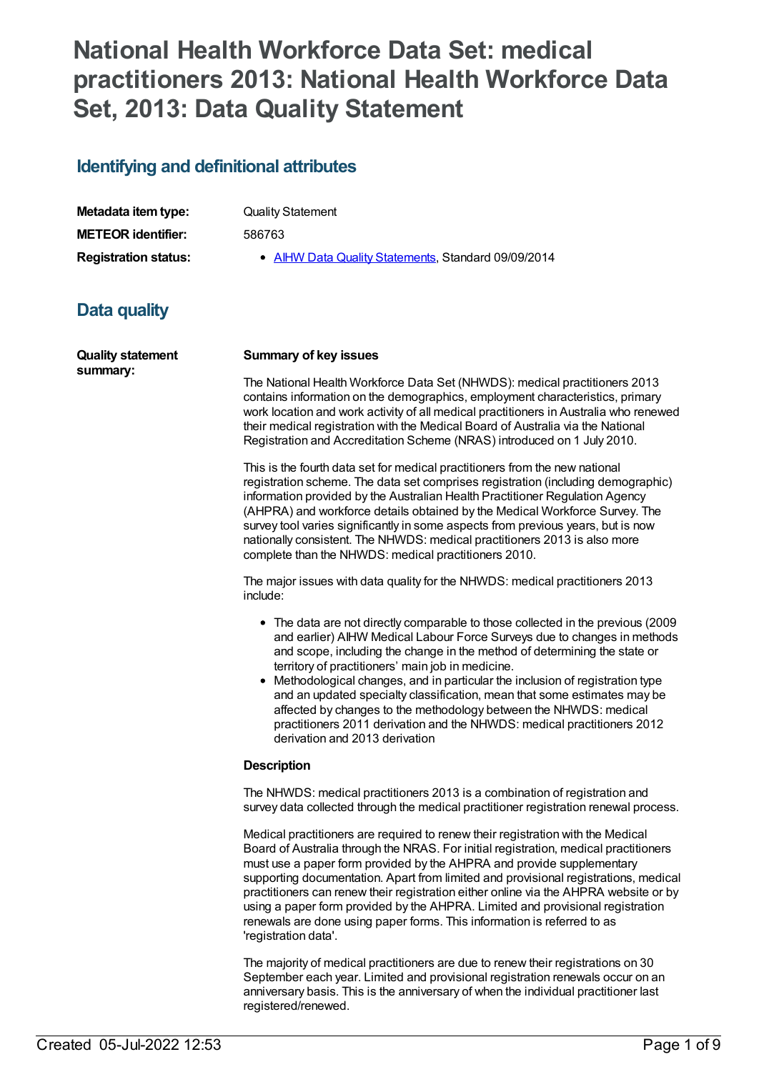# National Health Workforce Data Set: medical practitioners 2013: National Health Workforce Data Set, 2013: Data Quality Statement

## Identifying and definitional attributes

| | |
|---|---|
| **Metadata item type:** | Quality Statement |
| **METEOR identifier:** | 586763 |
| **Registration status:** | • AIHW Data Quality Statements, Standard 09/09/2014 |

## Data quality

**Quality statement summary:**

**Summary of key issues**

The National Health Workforce Data Set (NHWDS): medical practitioners 2013 contains information on the demographics, employment characteristics, primary work location and work activity of all medical practitioners in Australia who renewed their medical registration with the Medical Board of Australia via the National Registration and Accreditation Scheme (NRAS) introduced on 1 July 2010.

This is the fourth data set for medical practitioners from the new national registration scheme. The data set comprises registration (including demographic) information provided by the Australian Health Practitioner Regulation Agency (AHPRA) and workforce details obtained by the Medical Workforce Survey. The survey tool varies significantly in some aspects from previous years, but is now nationally consistent. The NHWDS: medical practitioners 2013 is also more complete than the NHWDS: medical practitioners 2010.

The major issues with data quality for the NHWDS: medical practitioners 2013 include:

- The data are not directly comparable to those collected in the previous (2009 and earlier) AIHW Medical Labour Force Surveys due to changes in methods and scope, including the change in the method of determining the state or territory of practitioners' main job in medicine.
- Methodological changes, and in particular the inclusion of registration type and an updated specialty classification, mean that some estimates may be affected by changes to the methodology between the NHWDS: medical practitioners 2011 derivation and the NHWDS: medical practitioners 2012 derivation and 2013 derivation

**Description**

The NHWDS: medical practitioners 2013 is a combination of registration and survey data collected through the medical practitioner registration renewal process.

Medical practitioners are required to renew their registration with the Medical Board of Australia through the NRAS. For initial registration, medical practitioners must use a paper form provided by the AHPRA and provide supplementary supporting documentation. Apart from limited and provisional registrations, medical practitioners can renew their registration either online via the AHPRA website or by using a paper form provided by the AHPRA. Limited and provisional registration renewals are done using paper forms. This information is referred to as 'registration data'.

The majority of medical practitioners are due to renew their registrations on 30 September each year. Limited and provisional registration renewals occur on an anniversary basis. This is the anniversary of when the individual practitioner last registered/renewed.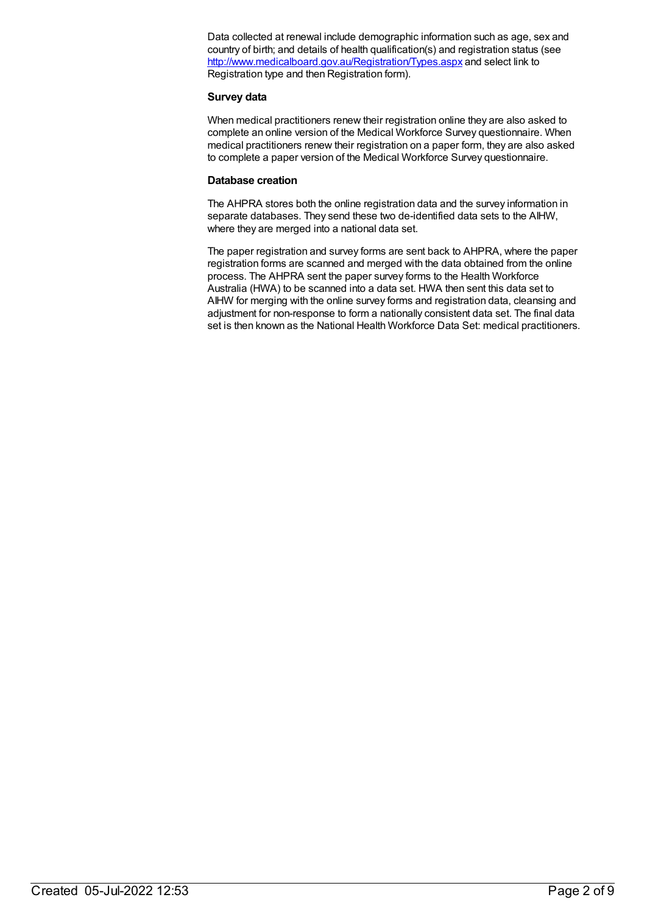Data collected at renewal include demographic information such as age, sex and country of birth; and details of health qualification(s) and registration status (see http://www.medicalboard.gov.au/Registration/Types.aspx and select link to Registration type and then Registration form).

**Survey data**

When medical practitioners renew their registration online they are also asked to complete an online version of the Medical Workforce Survey questionnaire. When medical practitioners renew their registration on a paper form, they are also asked to complete a paper version of the Medical Workforce Survey questionnaire.

**Database creation**

The AHPRA stores both the online registration data and the survey information in separate databases. They send these two de-identified data sets to the AIHW, where they are merged into a national data set.

The paper registration and survey forms are sent back to AHPRA, where the paper registration forms are scanned and merged with the data obtained from the online process. The AHPRA sent the paper survey forms to the Health Workforce Australia (HWA) to be scanned into a data set. HWA then sent this data set to AIHW for merging with the online survey forms and registration data, cleansing and adjustment for non-response to form a nationally consistent data set. The final data set is then known as the National Health Workforce Data Set: medical practitioners.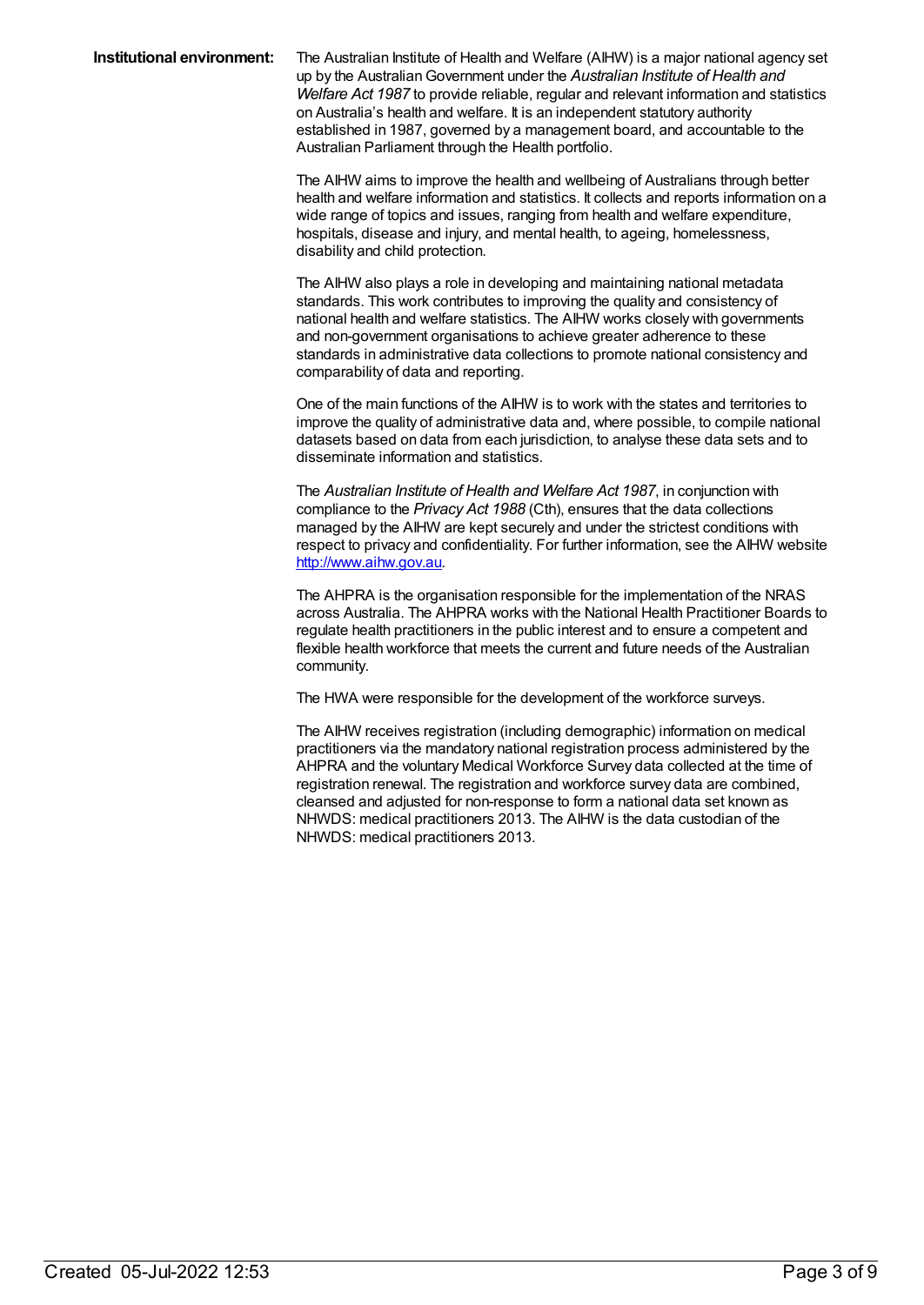**Institutional environment:**

The Australian Institute of Health and Welfare (AIHW) is a major national agency set up by the Australian Government under the *Australian Institute of Health and Welfare Act 1987* to provide reliable, regular and relevant information and statistics on Australia's health and welfare. It is an independent statutory authority established in 1987, governed by a management board, and accountable to the Australian Parliament through the Health portfolio.

The AIHW aims to improve the health and wellbeing of Australians through better health and welfare information and statistics. It collects and reports information on a wide range of topics and issues, ranging from health and welfare expenditure, hospitals, disease and injury, and mental health, to ageing, homelessness, disability and child protection.

The AIHW also plays a role in developing and maintaining national metadata standards. This work contributes to improving the quality and consistency of national health and welfare statistics. The AIHW works closely with governments and non-government organisations to achieve greater adherence to these standards in administrative data collections to promote national consistency and comparability of data and reporting.

One of the main functions of the AIHW is to work with the states and territories to improve the quality of administrative data and, where possible, to compile national datasets based on data from each jurisdiction, to analyse these data sets and to disseminate information and statistics.

The *Australian Institute of Health and Welfare Act 1987*, in conjunction with compliance to the *Privacy Act 1988* (Cth), ensures that the data collections managed by the AIHW are kept securely and under the strictest conditions with respect to privacy and confidentiality. For further information, see the AIHW website [http://www.aihw.gov.au](http://www.aihw.gov.au).

The AHPRA is the organisation responsible for the implementation of the NRAS across Australia. The AHPRA works with the National Health Practitioner Boards to regulate health practitioners in the public interest and to ensure a competent and flexible health workforce that meets the current and future needs of the Australian community.

The HWA were responsible for the development of the workforce surveys.

The AIHW receives registration (including demographic) information on medical practitioners via the mandatory national registration process administered by the AHPRA and the voluntary Medical Workforce Survey data collected at the time of registration renewal. The registration and workforce survey data are combined, cleansed and adjusted for non-response to form a national data set known as NHWDS: medical practitioners 2013. The AIHW is the data custodian of the NHWDS: medical practitioners 2013.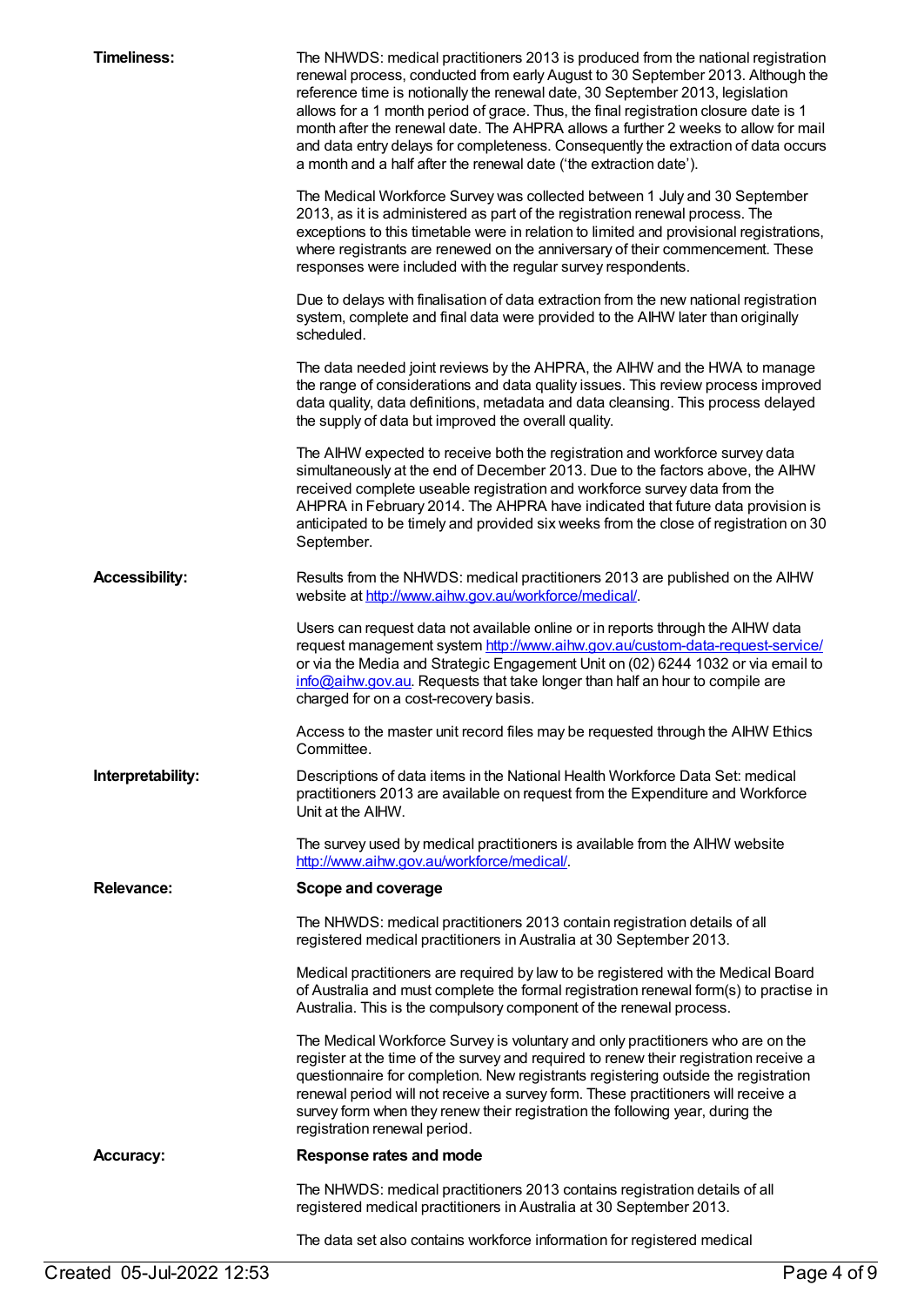**Timeliness:**

The NHWDS: medical practitioners 2013 is produced from the national registration renewal process, conducted from early August to 30 September 2013. Although the reference time is notionally the renewal date, 30 September 2013, legislation allows for a 1 month period of grace. Thus, the final registration closure date is 1 month after the renewal date. The AHPRA allows a further 2 weeks to allow for mail and data entry delays for completeness. Consequently the extraction of data occurs a month and a half after the renewal date ('the extraction date').

The Medical Workforce Survey was collected between 1 July and 30 September 2013, as it is administered as part of the registration renewal process. The exceptions to this timetable were in relation to limited and provisional registrations, where registrants are renewed on the anniversary of their commencement. These responses were included with the regular survey respondents.

Due to delays with finalisation of data extraction from the new national registration system, complete and final data were provided to the AIHW later than originally scheduled.

The data needed joint reviews by the AHPRA, the AIHW and the HWA to manage the range of considerations and data quality issues. This review process improved data quality, data definitions, metadata and data cleansing. This process delayed the supply of data but improved the overall quality.

The AIHW expected to receive both the registration and workforce survey data simultaneously at the end of December 2013. Due to the factors above, the AIHW received complete useable registration and workforce survey data from the AHPRA in February 2014. The AHPRA have indicated that future data provision is anticipated to be timely and provided six weeks from the close of registration on 30 September.

**Accessibility:**

Results from the NHWDS: medical practitioners 2013 are published on the AIHW website at http://www.aihw.gov.au/workforce/medical/.

Users can request data not available online or in reports through the AIHW data request management system http://www.aihw.gov.au/custom-data-request-service/ or via the Media and Strategic Engagement Unit on (02) 6244 1032 or via email to info@aihw.gov.au. Requests that take longer than half an hour to compile are charged for on a cost-recovery basis.

Access to the master unit record files may be requested through the AIHW Ethics Committee.

**Interpretability:**

Descriptions of data items in the National Health Workforce Data Set: medical practitioners 2013 are available on request from the Expenditure and Workforce Unit at the AIHW.

The survey used by medical practitioners is available from the AIHW website http://www.aihw.gov.au/workforce/medical/.

**Relevance:**

**Scope and coverage**

The NHWDS: medical practitioners 2013 contain registration details of all registered medical practitioners in Australia at 30 September 2013.

Medical practitioners are required by law to be registered with the Medical Board of Australia and must complete the formal registration renewal form(s) to practise in Australia. This is the compulsory component of the renewal process.

The Medical Workforce Survey is voluntary and only practitioners who are on the register at the time of the survey and required to renew their registration receive a questionnaire for completion. New registrants registering outside the registration renewal period will not receive a survey form. These practitioners will receive a survey form when they renew their registration the following year, during the registration renewal period.

**Accuracy:**

**Response rates and mode**

The NHWDS: medical practitioners 2013 contains registration details of all registered medical practitioners in Australia at 30 September 2013.

The data set also contains workforce information for registered medical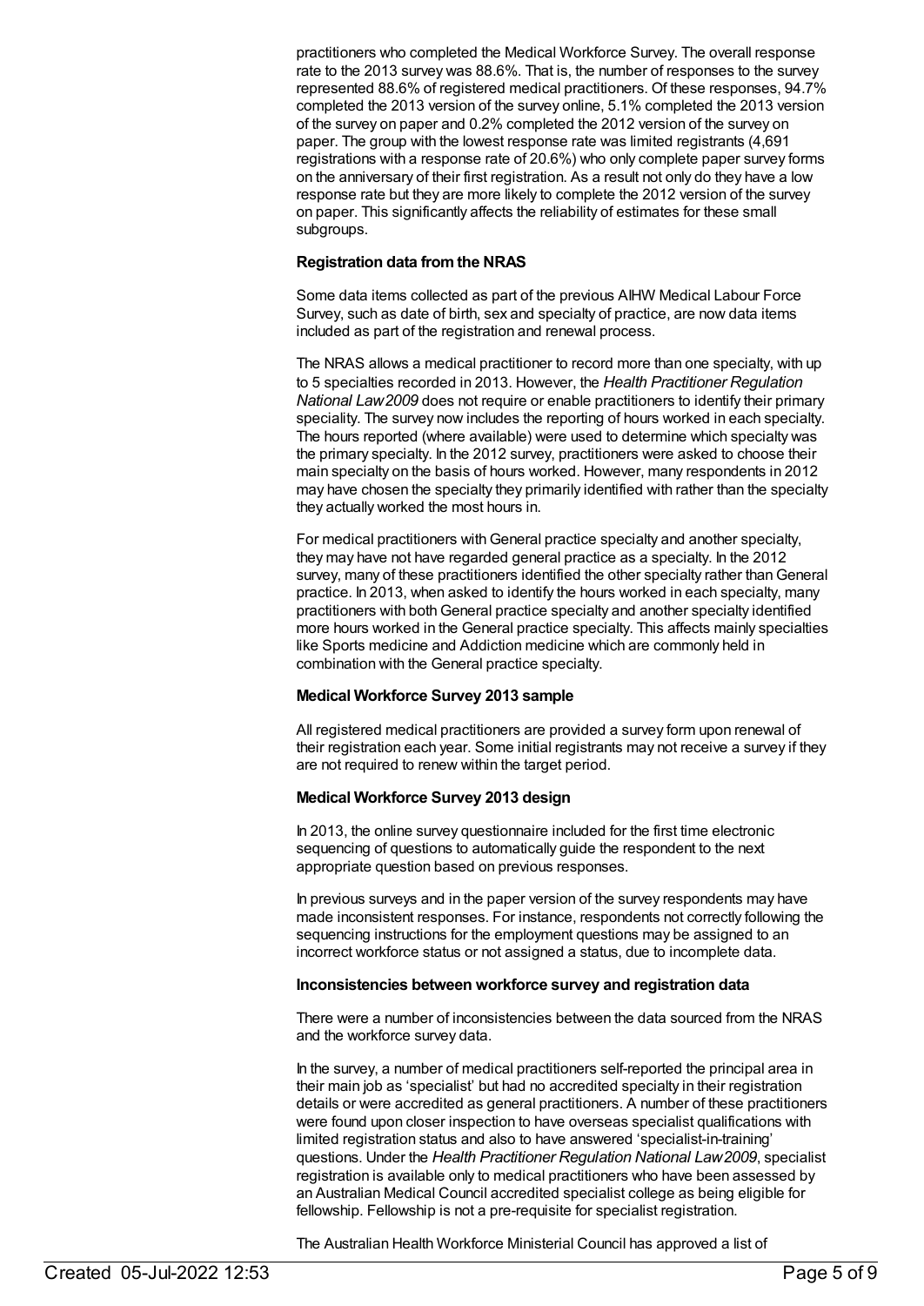practitioners who completed the Medical Workforce Survey. The overall response rate to the 2013 survey was 88.6%. That is, the number of responses to the survey represented 88.6% of registered medical practitioners. Of these responses, 94.7% completed the 2013 version of the survey online, 5.1% completed the 2013 version of the survey on paper and 0.2% completed the 2012 version of the survey on paper. The group with the lowest response rate was limited registrants (4,691 registrations with a response rate of 20.6%) who only complete paper survey forms on the anniversary of their first registration. As a result not only do they have a low response rate but they are more likely to complete the 2012 version of the survey on paper. This significantly affects the reliability of estimates for these small subgroups.

**Registration data from the NRAS**

Some data items collected as part of the previous AIHW Medical Labour Force Survey, such as date of birth, sex and specialty of practice, are now data items included as part of the registration and renewal process.

The NRAS allows a medical practitioner to record more than one specialty, with up to 5 specialties recorded in 2013. However, the *Health Practitioner Regulation National Law 2009* does not require or enable practitioners to identify their primary speciality. The survey now includes the reporting of hours worked in each specialty. The hours reported (where available) were used to determine which specialty was the primary specialty. In the 2012 survey, practitioners were asked to choose their main specialty on the basis of hours worked. However, many respondents in 2012 may have chosen the specialty they primarily identified with rather than the specialty they actually worked the most hours in.

For medical practitioners with General practice specialty and another specialty, they may have not have regarded general practice as a specialty. In the 2012 survey, many of these practitioners identified the other specialty rather than General practice. In 2013, when asked to identify the hours worked in each specialty, many practitioners with both General practice specialty and another specialty identified more hours worked in the General practice specialty. This affects mainly specialties like Sports medicine and Addiction medicine which are commonly held in combination with the General practice specialty.

**Medical Workforce Survey 2013 sample**

All registered medical practitioners are provided a survey form upon renewal of their registration each year. Some initial registrants may not receive a survey if they are not required to renew within the target period.

**Medical Workforce Survey 2013 design**

In 2013, the online survey questionnaire included for the first time electronic sequencing of questions to automatically guide the respondent to the next appropriate question based on previous responses.

In previous surveys and in the paper version of the survey respondents may have made inconsistent responses. For instance, respondents not correctly following the sequencing instructions for the employment questions may be assigned to an incorrect workforce status or not assigned a status, due to incomplete data.

**Inconsistencies between workforce survey and registration data**

There were a number of inconsistencies between the data sourced from the NRAS and the workforce survey data.

In the survey, a number of medical practitioners self-reported the principal area in their main job as 'specialist' but had no accredited specialty in their registration details or were accredited as general practitioners. A number of these practitioners were found upon closer inspection to have overseas specialist qualifications with limited registration status and also to have answered 'specialist-in-training' questions. Under the *Health Practitioner Regulation National Law 2009*, specialist registration is available only to medical practitioners who have been assessed by an Australian Medical Council accredited specialist college as being eligible for fellowship. Fellowship is not a pre-requisite for specialist registration.

The Australian Health Workforce Ministerial Council has approved a list of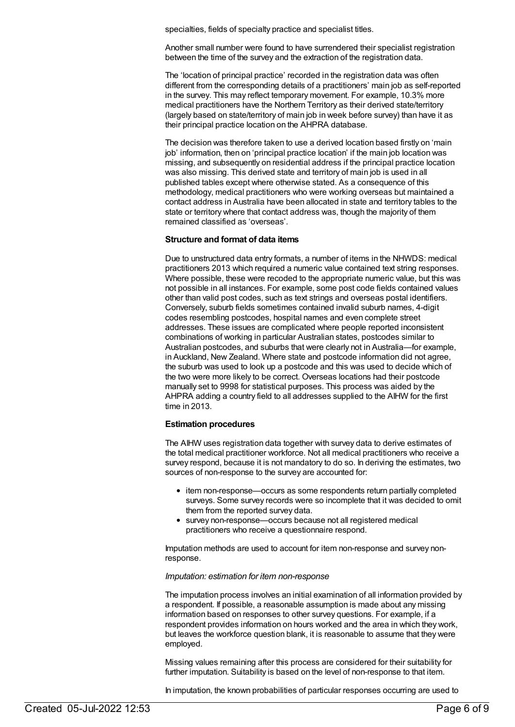specialties, fields of specialty practice and specialist titles.

Another small number were found to have surrendered their specialist registration between the time of the survey and the extraction of the registration data.

The 'location of principal practice' recorded in the registration data was often different from the corresponding details of a practitioners' main job as self-reported in the survey. This may reflect temporary movement. For example, 10.3% more medical practitioners have the Northern Territory as their derived state/territory (largely based on state/territory of main job in week before survey) than have it as their principal practice location on the AHPRA database.

The decision was therefore taken to use a derived location based firstly on 'main job' information, then on 'principal practice location' if the main job location was missing, and subsequently on residential address if the principal practice location was also missing. This derived state and territory of main job is used in all published tables except where otherwise stated. As a consequence of this methodology, medical practitioners who were working overseas but maintained a contact address in Australia have been allocated in state and territory tables to the state or territory where that contact address was, though the majority of them remained classified as 'overseas'.

**Structure and format of data items**

Due to unstructured data entry formats, a number of items in the NHWDS: medical practitioners 2013 which required a numeric value contained text string responses. Where possible, these were recoded to the appropriate numeric value, but this was not possible in all instances. For example, some post code fields contained values other than valid post codes, such as text strings and overseas postal identifiers. Conversely, suburb fields sometimes contained invalid suburb names, 4-digit codes resembling postcodes, hospital names and even complete street addresses. These issues are complicated where people reported inconsistent combinations of working in particular Australian states, postcodes similar to Australian postcodes, and suburbs that were clearly not in Australia—for example, in Auckland, New Zealand. Where state and postcode information did not agree, the suburb was used to look up a postcode and this was used to decide which of the two were more likely to be correct. Overseas locations had their postcode manually set to 9998 for statistical purposes. This process was aided by the AHPRA adding a country field to all addresses supplied to the AIHW for the first time in 2013.

**Estimation procedures**

The AIHW uses registration data together with survey data to derive estimates of the total medical practitioner workforce. Not all medical practitioners who receive a survey respond, because it is not mandatory to do so. In deriving the estimates, two sources of non-response to the survey are accounted for:

- item non-response—occurs as some respondents return partially completed surveys. Some survey records were so incomplete that it was decided to omit them from the reported survey data.
- survey non-response—occurs because not all registered medical practitioners who receive a questionnaire respond.

Imputation methods are used to account for item non-response and survey non-response.

*Imputation: estimation for item non-response*

The imputation process involves an initial examination of all information provided by a respondent. If possible, a reasonable assumption is made about any missing information based on responses to other survey questions. For example, if a respondent provides information on hours worked and the area in which they work, but leaves the workforce question blank, it is reasonable to assume that they were employed.

Missing values remaining after this process are considered for their suitability for further imputation. Suitability is based on the level of non-response to that item.

In imputation, the known probabilities of particular responses occurring are used to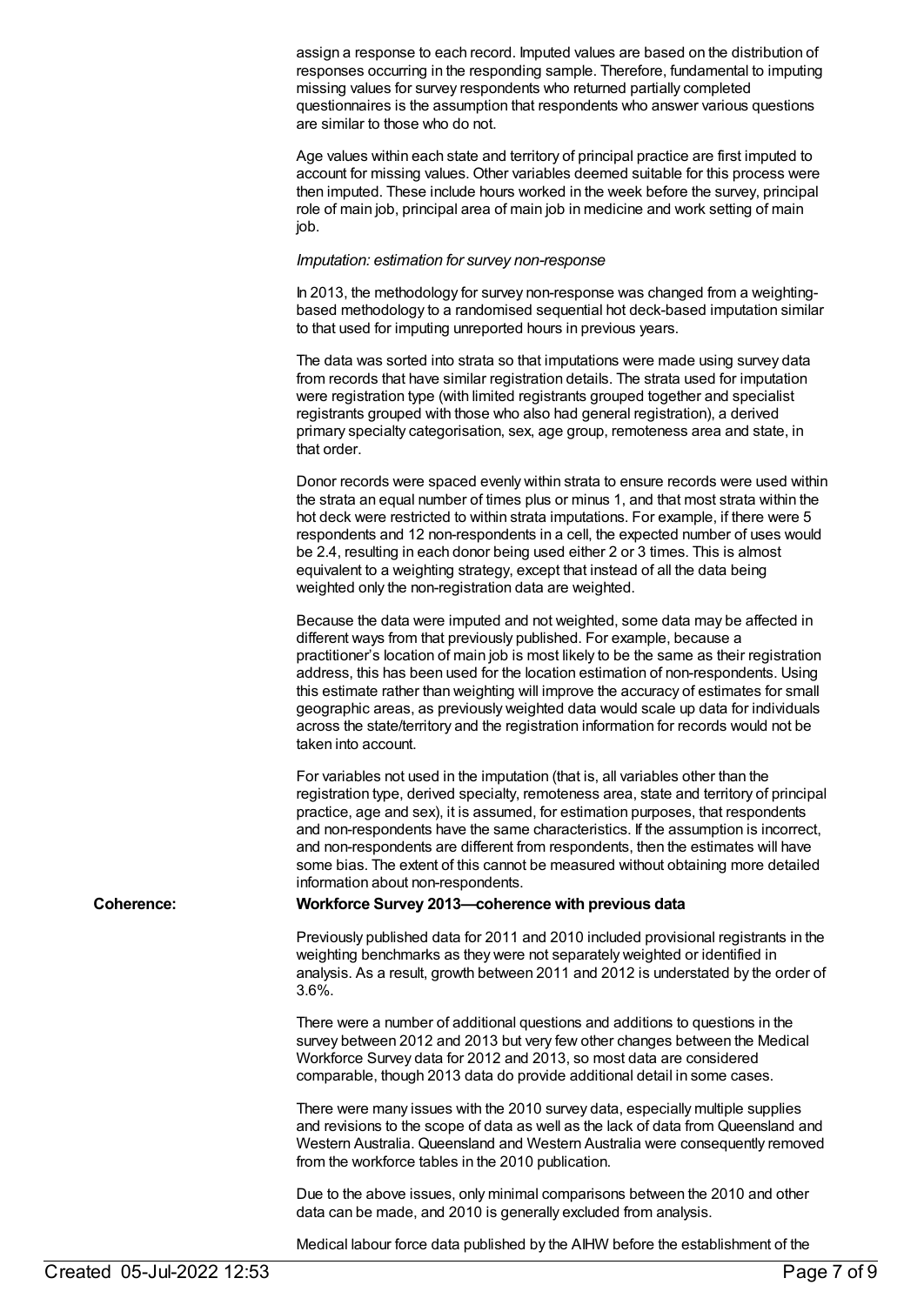assign a response to each record. Imputed values are based on the distribution of responses occurring in the responding sample. Therefore, fundamental to imputing missing values for survey respondents who returned partially completed questionnaires is the assumption that respondents who answer various questions are similar to those who do not.

Age values within each state and territory of principal practice are first imputed to account for missing values. Other variables deemed suitable for this process were then imputed. These include hours worked in the week before the survey, principal role of main job, principal area of main job in medicine and work setting of main job.

*Imputation: estimation for survey non-response*

In 2013, the methodology for survey non-response was changed from a weighting-based methodology to a randomised sequential hot deck-based imputation similar to that used for imputing unreported hours in previous years.

The data was sorted into strata so that imputations were made using survey data from records that have similar registration details. The strata used for imputation were registration type (with limited registrants grouped together and specialist registrants grouped with those who also had general registration), a derived primary specialty categorisation, sex, age group, remoteness area and state, in that order.

Donor records were spaced evenly within strata to ensure records were used within the strata an equal number of times plus or minus 1, and that most strata within the hot deck were restricted to within strata imputations. For example, if there were 5 respondents and 12 non-respondents in a cell, the expected number of uses would be 2.4, resulting in each donor being used either 2 or 3 times. This is almost equivalent to a weighting strategy, except that instead of all the data being weighted only the non-registration data are weighted.

Because the data were imputed and not weighted, some data may be affected in different ways from that previously published. For example, because a practitioner's location of main job is most likely to be the same as their registration address, this has been used for the location estimation of non-respondents. Using this estimate rather than weighting will improve the accuracy of estimates for small geographic areas, as previously weighted data would scale up data for individuals across the state/territory and the registration information for records would not be taken into account.

For variables not used in the imputation (that is, all variables other than the registration type, derived specialty, remoteness area, state and territory of principal practice, age and sex), it is assumed, for estimation purposes, that respondents and non-respondents have the same characteristics. If the assumption is incorrect, and non-respondents are different from respondents, then the estimates will have some bias. The extent of this cannot be measured without obtaining more detailed information about non-respondents.

**Coherence:**

**Workforce Survey 2013—coherence with previous data**

Previously published data for 2011 and 2010 included provisional registrants in the weighting benchmarks as they were not separately weighted or identified in analysis. As a result, growth between 2011 and 2012 is understated by the order of 3.6%.

There were a number of additional questions and additions to questions in the survey between 2012 and 2013 but very few other changes between the Medical Workforce Survey data for 2012 and 2013, so most data are considered comparable, though 2013 data do provide additional detail in some cases.

There were many issues with the 2010 survey data, especially multiple supplies and revisions to the scope of data as well as the lack of data from Queensland and Western Australia. Queensland and Western Australia were consequently removed from the workforce tables in the 2010 publication.

Due to the above issues, only minimal comparisons between the 2010 and other data can be made, and 2010 is generally excluded from analysis.

Medical labour force data published by the AIHW before the establishment of the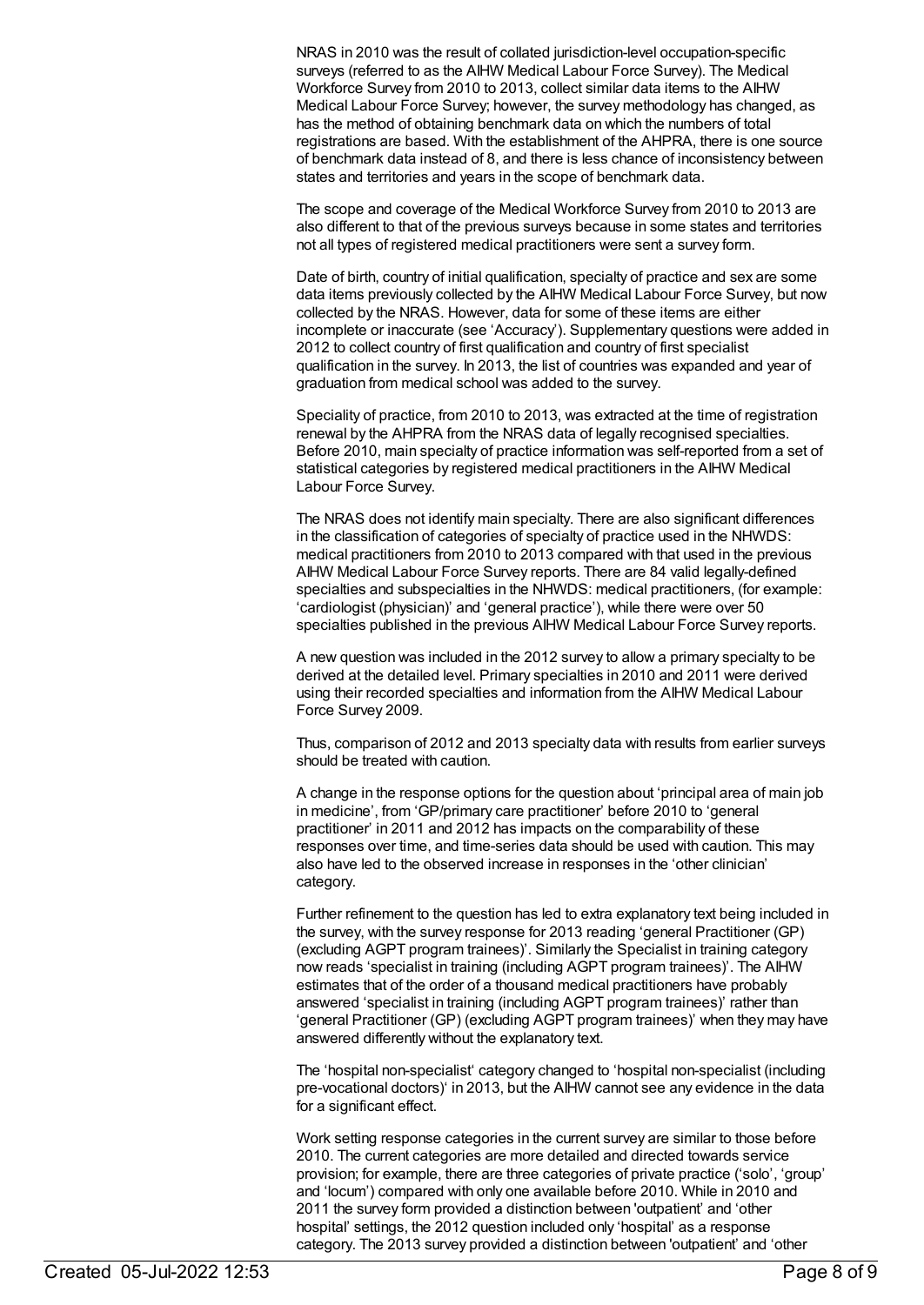NRAS in 2010 was the result of collated jurisdiction-level occupation-specific surveys (referred to as the AIHW Medical Labour Force Survey). The Medical Workforce Survey from 2010 to 2013, collect similar data items to the AIHW Medical Labour Force Survey; however, the survey methodology has changed, as has the method of obtaining benchmark data on which the numbers of total registrations are based. With the establishment of the AHPRA, there is one source of benchmark data instead of 8, and there is less chance of inconsistency between states and territories and years in the scope of benchmark data.

The scope and coverage of the Medical Workforce Survey from 2010 to 2013 are also different to that of the previous surveys because in some states and territories not all types of registered medical practitioners were sent a survey form.

Date of birth, country of initial qualification, specialty of practice and sex are some data items previously collected by the AIHW Medical Labour Force Survey, but now collected by the NRAS. However, data for some of these items are either incomplete or inaccurate (see 'Accuracy'). Supplementary questions were added in 2012 to collect country of first qualification and country of first specialist qualification in the survey. In 2013, the list of countries was expanded and year of graduation from medical school was added to the survey.

Speciality of practice, from 2010 to 2013, was extracted at the time of registration renewal by the AHPRA from the NRAS data of legally recognised specialties. Before 2010, main specialty of practice information was self-reported from a set of statistical categories by registered medical practitioners in the AIHW Medical Labour Force Survey.

The NRAS does not identify main specialty. There are also significant differences in the classification of categories of specialty of practice used in the NHWDS: medical practitioners from 2010 to 2013 compared with that used in the previous AIHW Medical Labour Force Survey reports. There are 84 valid legally-defined specialties and subspecialties in the NHWDS: medical practitioners, (for example: 'cardiologist (physician)' and 'general practice'), while there were over 50 specialties published in the previous AIHW Medical Labour Force Survey reports.

A new question was included in the 2012 survey to allow a primary specialty to be derived at the detailed level. Primary specialties in 2010 and 2011 were derived using their recorded specialties and information from the AIHW Medical Labour Force Survey 2009.

Thus, comparison of 2012 and 2013 specialty data with results from earlier surveys should be treated with caution.

A change in the response options for the question about 'principal area of main job in medicine', from 'GP/primary care practitioner' before 2010 to 'general practitioner' in 2011 and 2012 has impacts on the comparability of these responses over time, and time-series data should be used with caution. This may also have led to the observed increase in responses in the 'other clinician' category.

Further refinement to the question has led to extra explanatory text being included in the survey, with the survey response for 2013 reading 'general Practitioner (GP) (excluding AGPT program trainees)'. Similarly the Specialist in training category now reads 'specialist in training (including AGPT program trainees)'. The AIHW estimates that of the order of a thousand medical practitioners have probably answered 'specialist in training (including AGPT program trainees)' rather than 'general Practitioner (GP) (excluding AGPT program trainees)' when they may have answered differently without the explanatory text.

The 'hospital non-specialist' category changed to 'hospital non-specialist (including pre-vocational doctors)' in 2013, but the AIHW cannot see any evidence in the data for a significant effect.

Work setting response categories in the current survey are similar to those before 2010. The current categories are more detailed and directed towards service provision; for example, there are three categories of private practice ('solo', 'group' and 'locum') compared with only one available before 2010. While in 2010 and 2011 the survey form provided a distinction between 'outpatient' and 'other hospital' settings, the 2012 question included only 'hospital' as a response category. The 2013 survey provided a distinction between 'outpatient' and 'other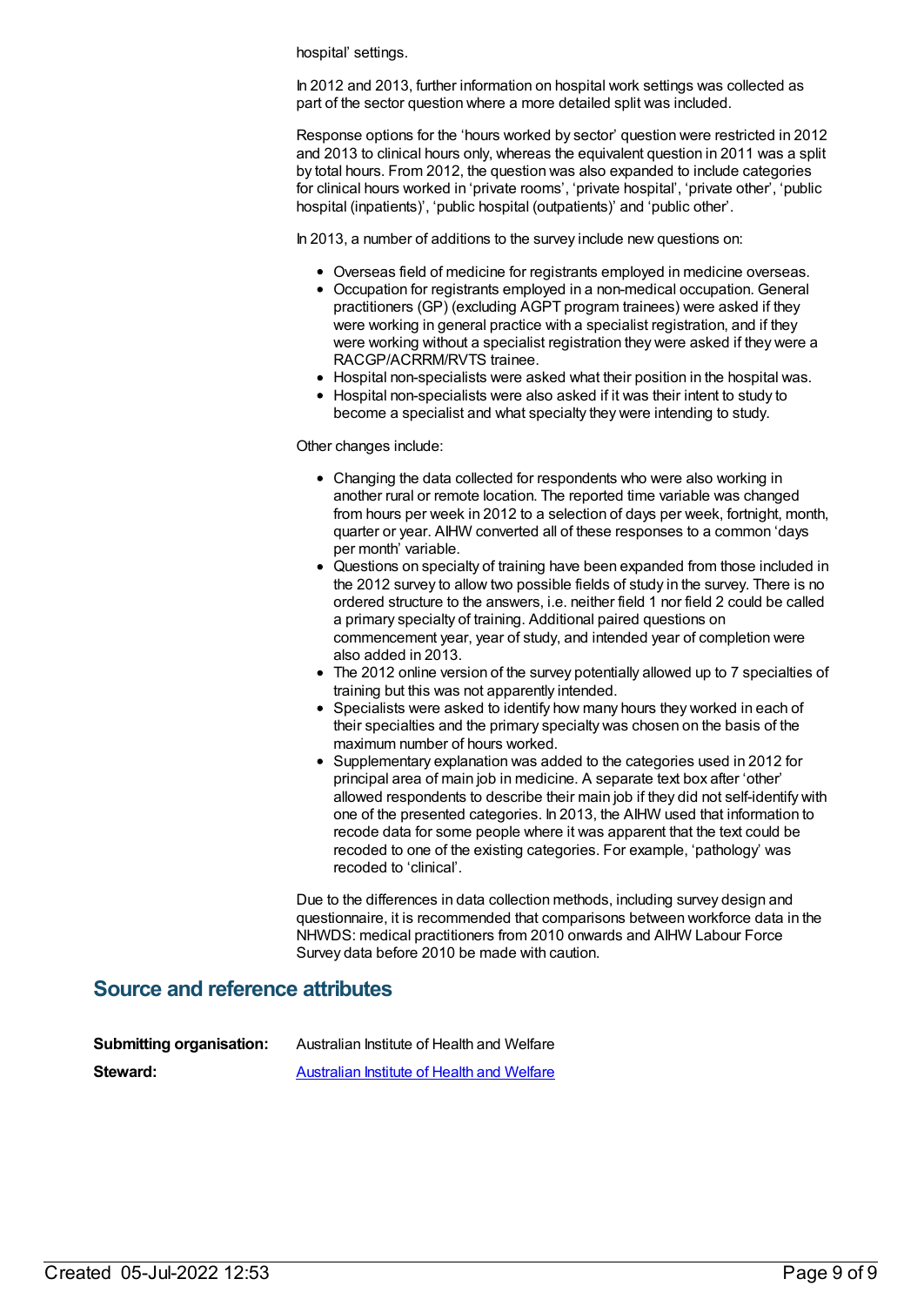hospital' settings.

In 2012 and 2013, further information on hospital work settings was collected as part of the sector question where a more detailed split was included.

Response options for the 'hours worked by sector' question were restricted in 2012 and 2013 to clinical hours only, whereas the equivalent question in 2011 was a split by total hours. From 2012, the question was also expanded to include categories for clinical hours worked in 'private rooms', 'private hospital', 'private other', 'public hospital (inpatients)', 'public hospital (outpatients)' and 'public other'.

In 2013, a number of additions to the survey include new questions on:

- Overseas field of medicine for registrants employed in medicine overseas.
- Occupation for registrants employed in a non-medical occupation. General practitioners (GP) (excluding AGPT program trainees) were asked if they were working in general practice with a specialist registration, and if they were working without a specialist registration they were asked if they were a RACGP/ACRRM/RVTS trainee.
- Hospital non-specialists were asked what their position in the hospital was.
- Hospital non-specialists were also asked if it was their intent to study to become a specialist and what specialty they were intending to study.

Other changes include:

- Changing the data collected for respondents who were also working in another rural or remote location. The reported time variable was changed from hours per week in 2012 to a selection of days per week, fortnight, month, quarter or year. AIHW converted all of these responses to a common 'days per month' variable.
- Questions on specialty of training have been expanded from those included in the 2012 survey to allow two possible fields of study in the survey. There is no ordered structure to the answers, i.e. neither field 1 nor field 2 could be called a primary specialty of training. Additional paired questions on commencement year, year of study, and intended year of completion were also added in 2013.
- The 2012 online version of the survey potentially allowed up to 7 specialties of training but this was not apparently intended.
- Specialists were asked to identify how many hours they worked in each of their specialties and the primary specialty was chosen on the basis of the maximum number of hours worked.
- Supplementary explanation was added to the categories used in 2012 for principal area of main job in medicine. A separate text box after 'other' allowed respondents to describe their main job if they did not self-identify with one of the presented categories. In 2013, the AIHW used that information to recode data for some people where it was apparent that the text could be recoded to one of the existing categories. For example, 'pathology' was recoded to 'clinical'.

Due to the differences in data collection methods, including survey design and questionnaire, it is recommended that comparisons between workforce data in the NHWDS: medical practitioners from 2010 onwards and AIHW Labour Force Survey data before 2010 be made with caution.

## Source and reference attributes

**Submitting organisation:** Australian Institute of Health and Welfare

**Steward:** Australian Institute of Health and Welfare